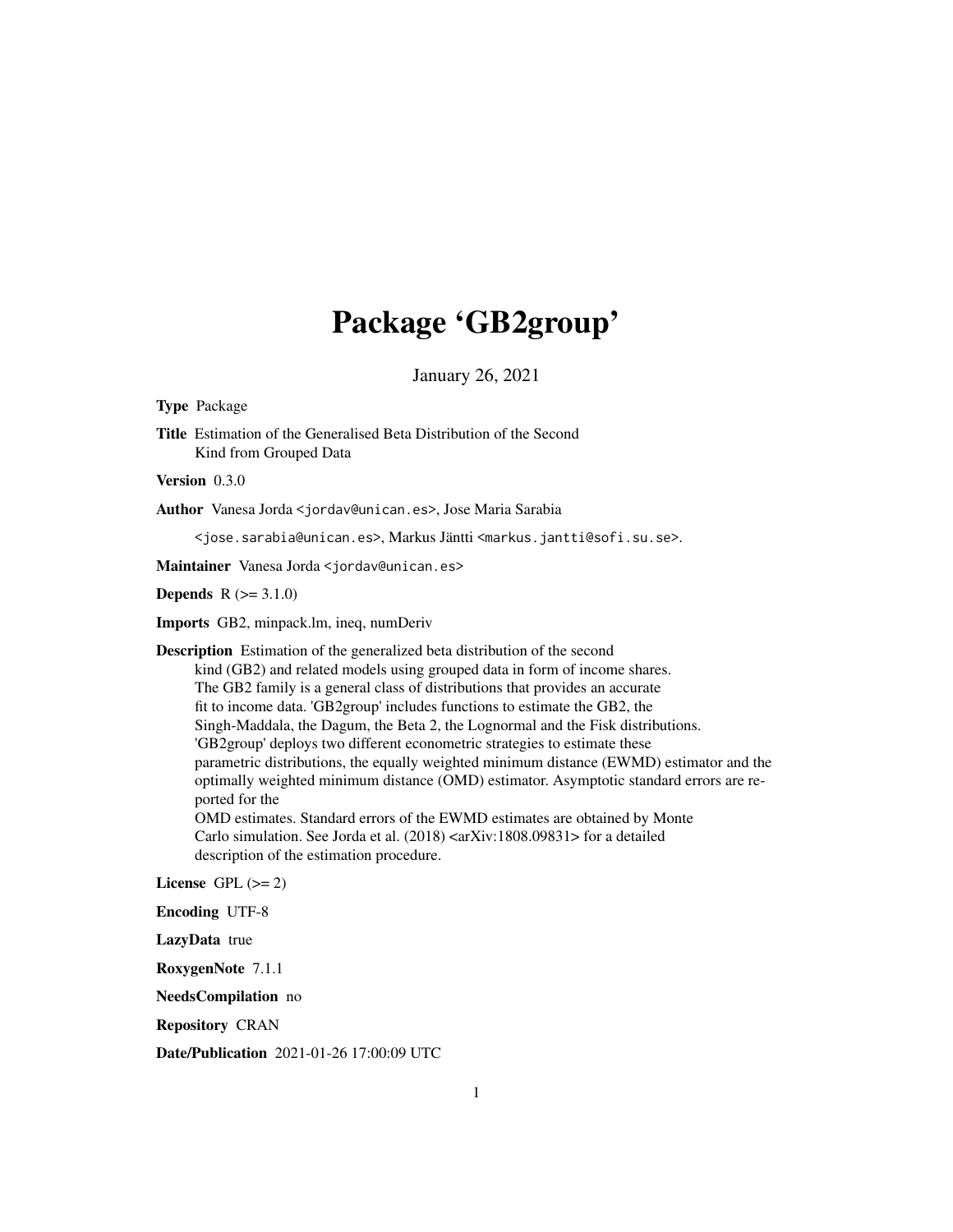# Package 'GB2group'

January 26, 2021

**Type** Package

**Title** Estimation of the Generalised Beta Distribution of the Second Kind from Grouped Data

**Version** 0.3.0

**Author** Vanesa Jorda <jordav@unican.es>, Jose Maria Sarabia <jose.sarabia@unican.es>, Markus Jäntti <markus.jantti@sofi.su.se>.

**Maintainer** Vanesa Jorda <jordav@unican.es>

**Depends** R (>= 3.1.0)

**Imports** GB2, minpack.lm, ineq, numDeriv

**Description** Estimation of the generalized beta distribution of the second kind (GB2) and related models using grouped data in form of income shares. The GB2 family is a general class of distributions that provides an accurate fit to income data. 'GB2group' includes functions to estimate the GB2, the Singh-Maddala, the Dagum, the Beta 2, the Lognormal and the Fisk distributions. 'GB2group' deploys two different econometric strategies to estimate these parametric distributions, the equally weighted minimum distance (EWMD) estimator and the optimally weighted minimum distance (OMD) estimator. Asymptotic standard errors are reported for the OMD estimates. Standard errors of the EWMD estimates are obtained by Monte Carlo simulation. See Jorda et al. (2018) <arXiv:1808.09831> for a detailed description of the estimation procedure.

**License** GPL (>= 2)

**Encoding** UTF-8

**LazyData** true

**RoxygenNote** 7.1.1

**NeedsCompilation** no

**Repository** CRAN

**Date/Publication** 2021-01-26 17:00:09 UTC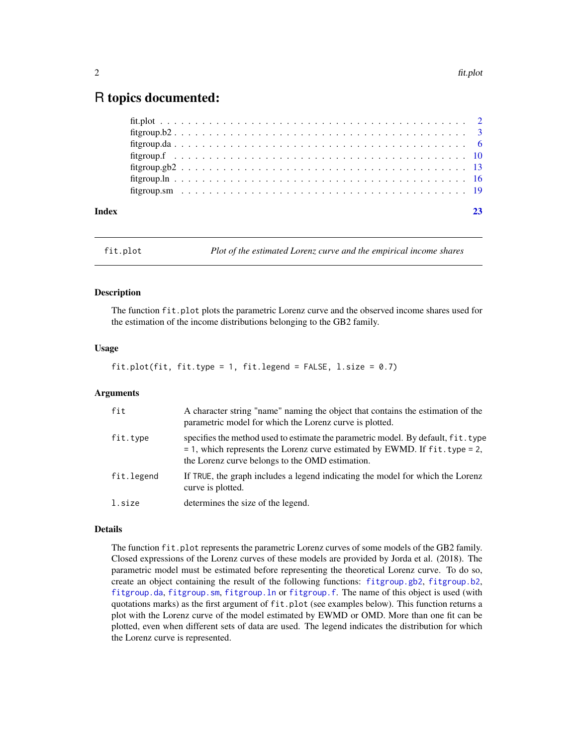# R topics documented:

fit.plot . . . . . . . . . . . . . . . . . . . . . . . . . . . . . . . . . . . . . . . . . . 2
fitgroup.b2 . . . . . . . . . . . . . . . . . . . . . . . . . . . . . . . . . . . . . . . . 3
fitgroup.da . . . . . . . . . . . . . . . . . . . . . . . . . . . . . . . . . . . . . . . . 6
fitgroup.f . . . . . . . . . . . . . . . . . . . . . . . . . . . . . . . . . . . . . . . . . 10
fitgroup.gb2 . . . . . . . . . . . . . . . . . . . . . . . . . . . . . . . . . . . . . . . 13
fitgroup.ln . . . . . . . . . . . . . . . . . . . . . . . . . . . . . . . . . . . . . . . . 16
fitgroup.sm . . . . . . . . . . . . . . . . . . . . . . . . . . . . . . . . . . . . . . . . 19

**Index** **23**

---

`fit.plot` *Plot of the estimated Lorenz curve and the empirical income shares*

---

### Description

The function `fit.plot` plots the parametric Lorenz curve and the observed income shares used for the estimation of the income distributions belonging to the GB2 family.

### Usage

```
fit.plot(fit, fit.type = 1, fit.legend = FALSE, l.size = 0.7)
```

### Arguments

| | |
|---|---|
| `fit` | A character string "name" naming the object that contains the estimation of the parametric model for which the Lorenz curve is plotted. |
| `fit.type` | specifies the method used to estimate the parametric model. By default, `fit.type = 1`, which represents the Lorenz curve estimated by EWMD. If `fit.type = 2`, the Lorenz curve belongs to the OMD estimation. |
| `fit.legend` | If `TRUE`, the graph includes a legend indicating the model for which the Lorenz curve is plotted. |
| `l.size` | determines the size of the legend. |

### Details

The function `fit.plot` represents the parametric Lorenz curves of some models of the GB2 family. Closed expressions of the Lorenz curves of these models are provided by Jorda et al. (2018). The parametric model must be estimated before representing the theoretical Lorenz curve. To do so, create an object containing the result of the following functions: `fitgroup.gb2`, `fitgroup.b2`, `fitgroup.da`, `fitgroup.sm`, `fitgroup.ln` or `fitgroup.f`. The name of this object is used (with quotations marks) as the first argument of `fit.plot` (see examples below). This function returns a plot with the Lorenz curve of the model estimated by EWMD or OMD. More than one fit can be plotted, even when different sets of data are used. The legend indicates the distribution for which the Lorenz curve is represented.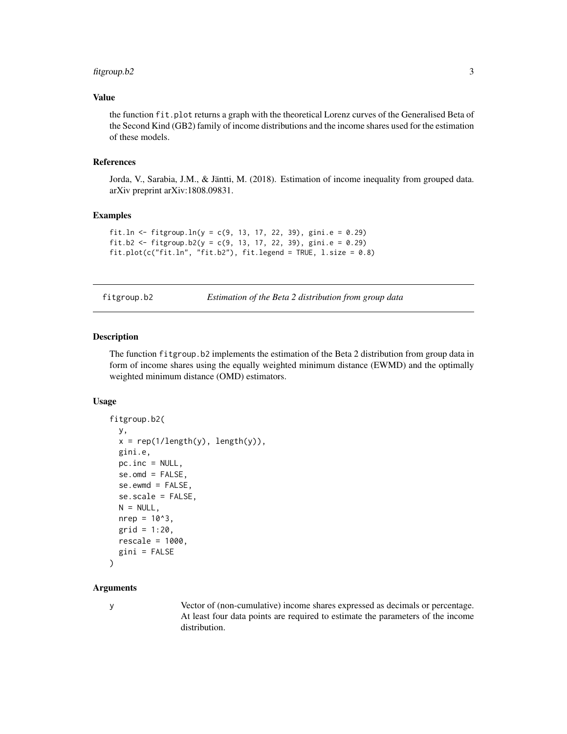### Value

the function `fit.plot` returns a graph with the theoretical Lorenz curves of the Generalised Beta of the Second Kind (GB2) family of income distributions and the income shares used for the estimation of these models.

### References

Jorda, V., Sarabia, J.M., & Jäntti, M. (2018). Estimation of income inequality from grouped data. arXiv preprint arXiv:1808.09831.

### Examples

```
fit.ln <- fitgroup.ln(y = c(9, 13, 17, 22, 39), gini.e = 0.29)
fit.b2 <- fitgroup.b2(y = c(9, 13, 17, 22, 39), gini.e = 0.29)
fit.plot(c("fit.ln", "fit.b2"), fit.legend = TRUE, l.size = 0.8)
```

---

## fitgroup.b2 — *Estimation of the Beta 2 distribution from group data*

### Description

The function `fitgroup.b2` implements the estimation of the Beta 2 distribution from group data in form of income shares using the equally weighted minimum distance (EWMD) and the optimally weighted minimum distance (OMD) estimators.

### Usage

```
fitgroup.b2(
  y,
  x = rep(1/length(y), length(y)),
  gini.e,
  pc.inc = NULL,
  se.omd = FALSE,
  se.ewmd = FALSE,
  se.scale = FALSE,
  N = NULL,
  nrep = 10^3,
  grid = 1:20,
  rescale = 1000,
  gini = FALSE
)
```

### Arguments

| | |
|---|---|
| y | Vector of (non-cumulative) income shares expressed as decimals or percentage. At least four data points are required to estimate the parameters of the income distribution. |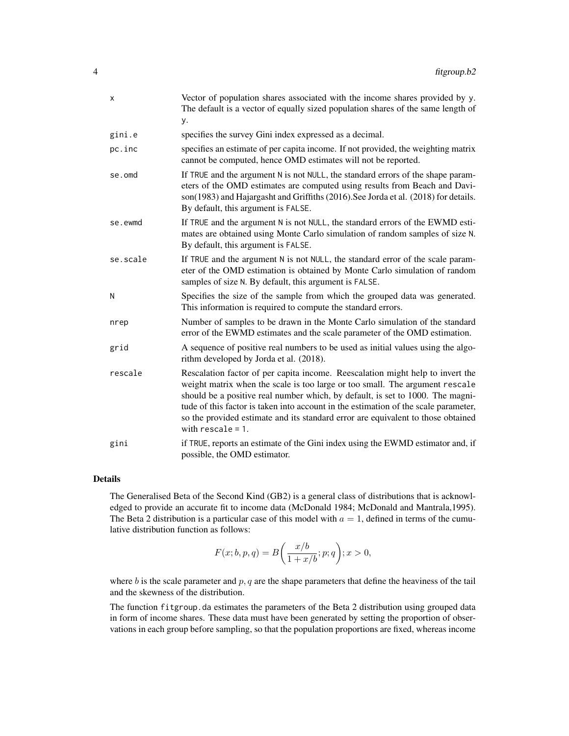| | |
|---|---|
| x | Vector of population shares associated with the income shares provided by y. The default is a vector of equally sized population shares of the same length of y. |
| gini.e | specifies the survey Gini index expressed as a decimal. |
| pc.inc | specifies an estimate of per capita income. If not provided, the weighting matrix cannot be computed, hence OMD estimates will not be reported. |
| se.omd | If TRUE and the argument N is not NULL, the standard errors of the shape parameters of the OMD estimates are computed using results from Beach and Davison(1983) and Hajargasht and Griffiths (2016).See Jorda et al. (2018) for details. By default, this argument is FALSE. |
| se.ewmd | If TRUE and the argument N is not NULL, the standard errors of the EWMD estimates are obtained using Monte Carlo simulation of random samples of size N. By default, this argument is FALSE. |
| se.scale | If TRUE and the argument N is not NULL, the standard error of the scale parameter of the OMD estimation is obtained by Monte Carlo simulation of random samples of size N. By default, this argument is FALSE. |
| N | Specifies the size of the sample from which the grouped data was generated. This information is required to compute the standard errors. |
| nrep | Number of samples to be drawn in the Monte Carlo simulation of the standard error of the EWMD estimates and the scale parameter of the OMD estimation. |
| grid | A sequence of positive real numbers to be used as initial values using the algorithm developed by Jorda et al. (2018). |
| rescale | Rescalation factor of per capita income. Reescalation might help to invert the weight matrix when the scale is too large or too small. The argument rescale should be a positive real number which, by default, is set to 1000. The magnitude of this factor is taken into account in the estimation of the scale parameter, so the provided estimate and its standard error are equivalent to those obtained with rescale = 1. |
| gini | if TRUE, reports an estimate of the Gini index using the EWMD estimator and, if possible, the OMD estimator. |

## Details

The Generalised Beta of the Second Kind (GB2) is a general class of distributions that is acknowledged to provide an accurate fit to income data (McDonald 1984; McDonald and Mantrala,1995). The Beta 2 distribution is a particular case of this model with $a = 1$, defined in terms of the cumulative distribution function as follows:

$$F(x; b, p, q) = B\left(\frac{x/b}{1 + x/b}; p; q\right); x > 0,$$

where $b$ is the scale parameter and $p, q$ are the shape parameters that define the heaviness of the tail and the skewness of the distribution.

The function fitgroup.da estimates the parameters of the Beta 2 distribution using grouped data in form of income shares. These data must have been generated by setting the proportion of observations in each group before sampling, so that the population proportions are fixed, whereas income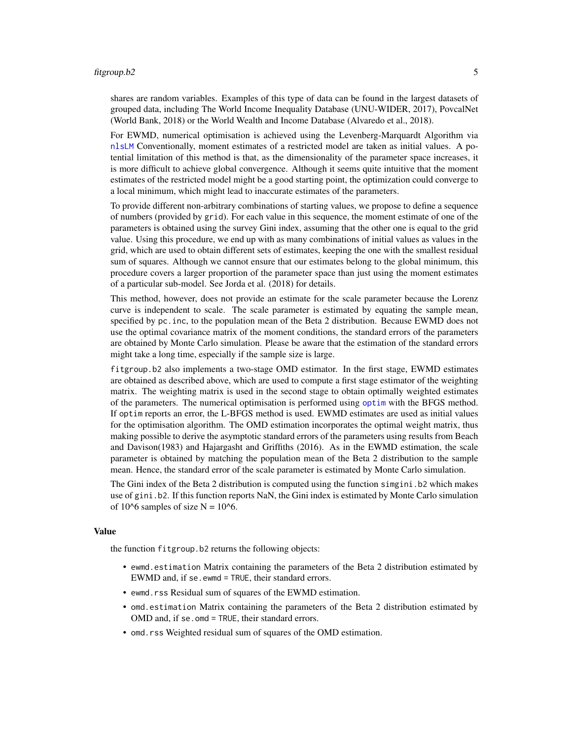shares are random variables. Examples of this type of data can be found in the largest datasets of grouped data, including The World Income Inequality Database (UNU-WIDER, 2017), PovcalNet (World Bank, 2018) or the World Wealth and Income Database (Alvaredo et al., 2018).

For EWMD, numerical optimisation is achieved using the Levenberg-Marquardt Algorithm via `nlsLM` Conventionally, moment estimates of a restricted model are taken as initial values. A potential limitation of this method is that, as the dimensionality of the parameter space increases, it is more difficult to achieve global convergence. Although it seems quite intuitive that the moment estimates of the restricted model might be a good starting point, the optimization could converge to a local minimum, which might lead to inaccurate estimates of the parameters.

To provide different non-arbitrary combinations of starting values, we propose to define a sequence of numbers (provided by `grid`). For each value in this sequence, the moment estimate of one of the parameters is obtained using the survey Gini index, assuming that the other one is equal to the grid value. Using this procedure, we end up with as many combinations of initial values as values in the grid, which are used to obtain different sets of estimates, keeping the one with the smallest residual sum of squares. Although we cannot ensure that our estimates belong to the global minimum, this procedure covers a larger proportion of the parameter space than just using the moment estimates of a particular sub-model. See Jorda et al. (2018) for details.

This method, however, does not provide an estimate for the scale parameter because the Lorenz curve is independent to scale. The scale parameter is estimated by equating the sample mean, specified by `pc.inc`, to the population mean of the Beta 2 distribution. Because EWMD does not use the optimal covariance matrix of the moment conditions, the standard errors of the parameters are obtained by Monte Carlo simulation. Please be aware that the estimation of the standard errors might take a long time, especially if the sample size is large.

`fitgroup.b2` also implements a two-stage OMD estimator. In the first stage, EWMD estimates are obtained as described above, which are used to compute a first stage estimator of the weighting matrix. The weighting matrix is used in the second stage to obtain optimally weighted estimates of the parameters. The numerical optimisation is performed using `optim` with the BFGS method. If `optim` reports an error, the L-BFGS method is used. EWMD estimates are used as initial values for the optimisation algorithm. The OMD estimation incorporates the optimal weight matrix, thus making possible to derive the asymptotic standard errors of the parameters using results from Beach and Davison(1983) and Hajargasht and Griffiths (2016). As in the EWMD estimation, the scale parameter is obtained by matching the population mean of the Beta 2 distribution to the sample mean. Hence, the standard error of the scale parameter is estimated by Monte Carlo simulation.

The Gini index of the Beta 2 distribution is computed using the function `simgini.b2` which makes use of `gini.b2`. If this function reports NaN, the Gini index is estimated by Monte Carlo simulation of 10^6 samples of size N = 10^6.

## Value

the function `fitgroup.b2` returns the following objects:

- `ewmd.estimation` Matrix containing the parameters of the Beta 2 distribution estimated by EWMD and, if `se.ewmd = TRUE`, their standard errors.
- `ewmd.rss` Residual sum of squares of the EWMD estimation.
- `omd.estimation` Matrix containing the parameters of the Beta 2 distribution estimated by OMD and, if `se.omd = TRUE`, their standard errors.
- `omd.rss` Weighted residual sum of squares of the OMD estimation.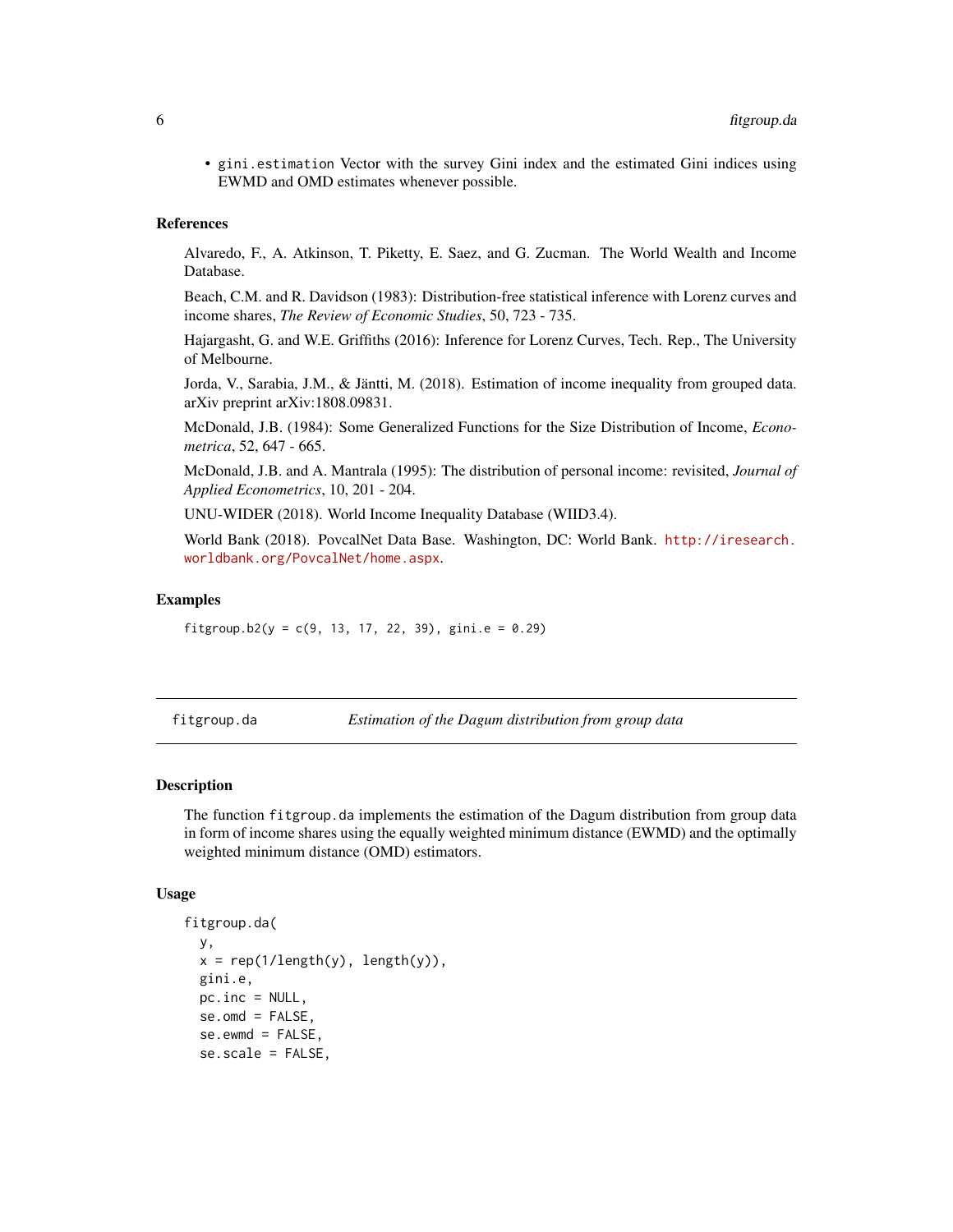- `gini.estimation` Vector with the survey Gini index and the estimated Gini indices using EWMD and OMD estimates whenever possible.

### References

Alvaredo, F., A. Atkinson, T. Piketty, E. Saez, and G. Zucman. The World Wealth and Income Database.

Beach, C.M. and R. Davidson (1983): Distribution-free statistical inference with Lorenz curves and income shares, *The Review of Economic Studies*, 50, 723 - 735.

Hajargasht, G. and W.E. Griffiths (2016): Inference for Lorenz Curves, Tech. Rep., The University of Melbourne.

Jorda, V., Sarabia, J.M., & Jäntti, M. (2018). Estimation of income inequality from grouped data. arXiv preprint arXiv:1808.09831.

McDonald, J.B. (1984): Some Generalized Functions for the Size Distribution of Income, *Econometrica*, 52, 647 - 665.

McDonald, J.B. and A. Mantrala (1995): The distribution of personal income: revisited, *Journal of Applied Econometrics*, 10, 201 - 204.

UNU-WIDER (2018). World Income Inequality Database (WIID3.4).

World Bank (2018). PovcalNet Data Base. Washington, DC: World Bank. http://iresearch.worldbank.org/PovcalNet/home.aspx.

### Examples

```
fitgroup.b2(y = c(9, 13, 17, 22, 39), gini.e = 0.29)
```

---

## fitgroup.da — *Estimation of the Dagum distribution from group data*

### Description

The function `fitgroup.da` implements the estimation of the Dagum distribution from group data in form of income shares using the equally weighted minimum distance (EWMD) and the optimally weighted minimum distance (OMD) estimators.

### Usage

```
fitgroup.da(
  y,
  x = rep(1/length(y), length(y)),
  gini.e,
  pc.inc = NULL,
  se.omd = FALSE,
  se.ewmd = FALSE,
  se.scale = FALSE,
```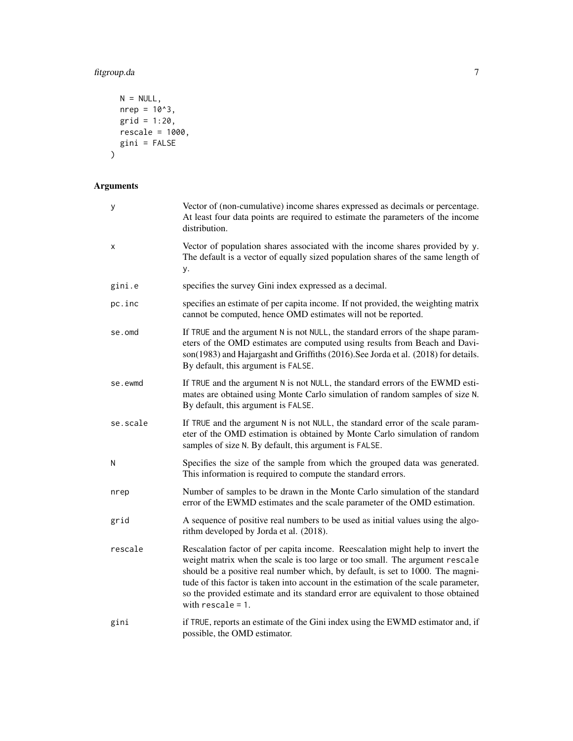```
  N = NULL,
  nrep = 10^3,
  grid = 1:20,
  rescale = 1000,
  gini = FALSE
)
```

## Arguments

| | |
|---|---|
| y | Vector of (non-cumulative) income shares expressed as decimals or percentage. At least four data points are required to estimate the parameters of the income distribution. |
| x | Vector of population shares associated with the income shares provided by y. The default is a vector of equally sized population shares of the same length of y. |
| gini.e | specifies the survey Gini index expressed as a decimal. |
| pc.inc | specifies an estimate of per capita income. If not provided, the weighting matrix cannot be computed, hence OMD estimates will not be reported. |
| se.omd | If TRUE and the argument N is not NULL, the standard errors of the shape parameters of the OMD estimates are computed using results from Beach and Davison(1983) and Hajargasht and Griffiths (2016).See Jorda et al. (2018) for details. By default, this argument is FALSE. |
| se.ewmd | If TRUE and the argument N is not NULL, the standard errors of the EWMD estimates are obtained using Monte Carlo simulation of random samples of size N. By default, this argument is FALSE. |
| se.scale | If TRUE and the argument N is not NULL, the standard error of the scale parameter of the OMD estimation is obtained by Monte Carlo simulation of random samples of size N. By default, this argument is FALSE. |
| N | Specifies the size of the sample from which the grouped data was generated. This information is required to compute the standard errors. |
| nrep | Number of samples to be drawn in the Monte Carlo simulation of the standard error of the EWMD estimates and the scale parameter of the OMD estimation. |
| grid | A sequence of positive real numbers to be used as initial values using the algorithm developed by Jorda et al. (2018). |
| rescale | Rescalation factor of per capita income. Reescalation might help to invert the weight matrix when the scale is too large or too small. The argument rescale should be a positive real number which, by default, is set to 1000. The magnitude of this factor is taken into account in the estimation of the scale parameter, so the provided estimate and its standard error are equivalent to those obtained with rescale = 1. |
| gini | if TRUE, reports an estimate of the Gini index using the EWMD estimator and, if possible, the OMD estimator. |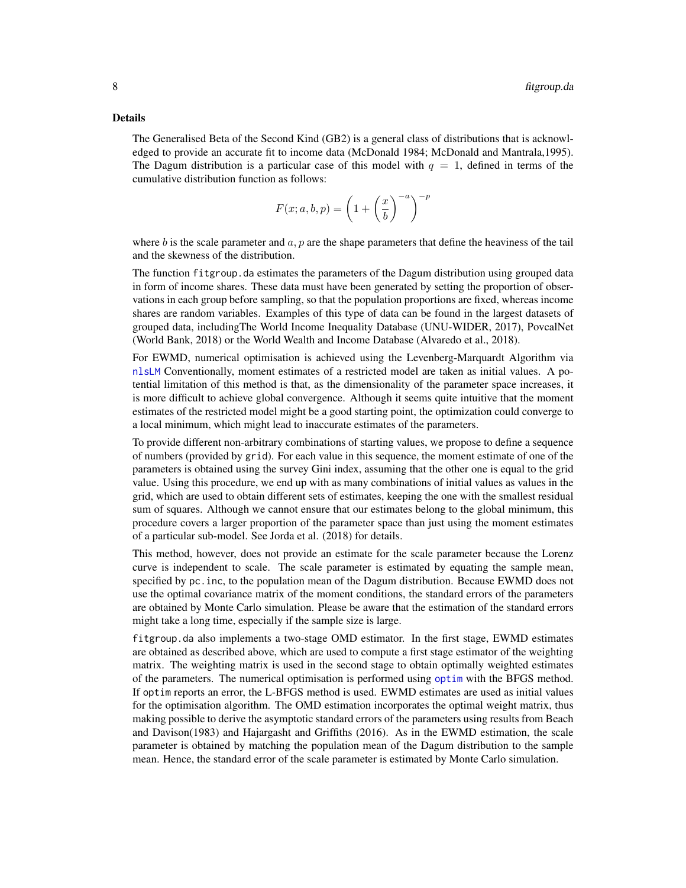### Details

The Generalised Beta of the Second Kind (GB2) is a general class of distributions that is acknowledged to provide an accurate fit to income data (McDonald 1984; McDonald and Mantrala,1995). The Dagum distribution is a particular case of this model with $q = 1$, defined in terms of the cumulative distribution function as follows:

$$F(x; a, b, p) = \left(1 + \left(\frac{x}{b}\right)^{-a}\right)^{-p}$$

where $b$ is the scale parameter and $a, p$ are the shape parameters that define the heaviness of the tail and the skewness of the distribution.

The function `fitgroup.da` estimates the parameters of the Dagum distribution using grouped data in form of income shares. These data must have been generated by setting the proportion of observations in each group before sampling, so that the population proportions are fixed, whereas income shares are random variables. Examples of this type of data can be found in the largest datasets of grouped data, includingThe World Income Inequality Database (UNU-WIDER, 2017), PovcalNet (World Bank, 2018) or the World Wealth and Income Database (Alvaredo et al., 2018).

For EWMD, numerical optimisation is achieved using the Levenberg-Marquardt Algorithm via `nlsLM` Conventionally, moment estimates of a restricted model are taken as initial values. A potential limitation of this method is that, as the dimensionality of the parameter space increases, it is more difficult to achieve global convergence. Although it seems quite intuitive that the moment estimates of the restricted model might be a good starting point, the optimization could converge to a local minimum, which might lead to inaccurate estimates of the parameters.

To provide different non-arbitrary combinations of starting values, we propose to define a sequence of numbers (provided by `grid`). For each value in this sequence, the moment estimate of one of the parameters is obtained using the survey Gini index, assuming that the other one is equal to the grid value. Using this procedure, we end up with as many combinations of initial values as values in the grid, which are used to obtain different sets of estimates, keeping the one with the smallest residual sum of squares. Although we cannot ensure that our estimates belong to the global minimum, this procedure covers a larger proportion of the parameter space than just using the moment estimates of a particular sub-model. See Jorda et al. (2018) for details.

This method, however, does not provide an estimate for the scale parameter because the Lorenz curve is independent to scale. The scale parameter is estimated by equating the sample mean, specified by `pc.inc`, to the population mean of the Dagum distribution. Because EWMD does not use the optimal covariance matrix of the moment conditions, the standard errors of the parameters are obtained by Monte Carlo simulation. Please be aware that the estimation of the standard errors might take a long time, especially if the sample size is large.

`fitgroup.da` also implements a two-stage OMD estimator. In the first stage, EWMD estimates are obtained as described above, which are used to compute a first stage estimator of the weighting matrix. The weighting matrix is used in the second stage to obtain optimally weighted estimates of the parameters. The numerical optimisation is performed using `optim` with the BFGS method. If `optim` reports an error, the L-BFGS method is used. EWMD estimates are used as initial values for the optimisation algorithm. The OMD estimation incorporates the optimal weight matrix, thus making possible to derive the asymptotic standard errors of the parameters using results from Beach and Davison(1983) and Hajargasht and Griffiths (2016). As in the EWMD estimation, the scale parameter is obtained by matching the population mean of the Dagum distribution to the sample mean. Hence, the standard error of the scale parameter is estimated by Monte Carlo simulation.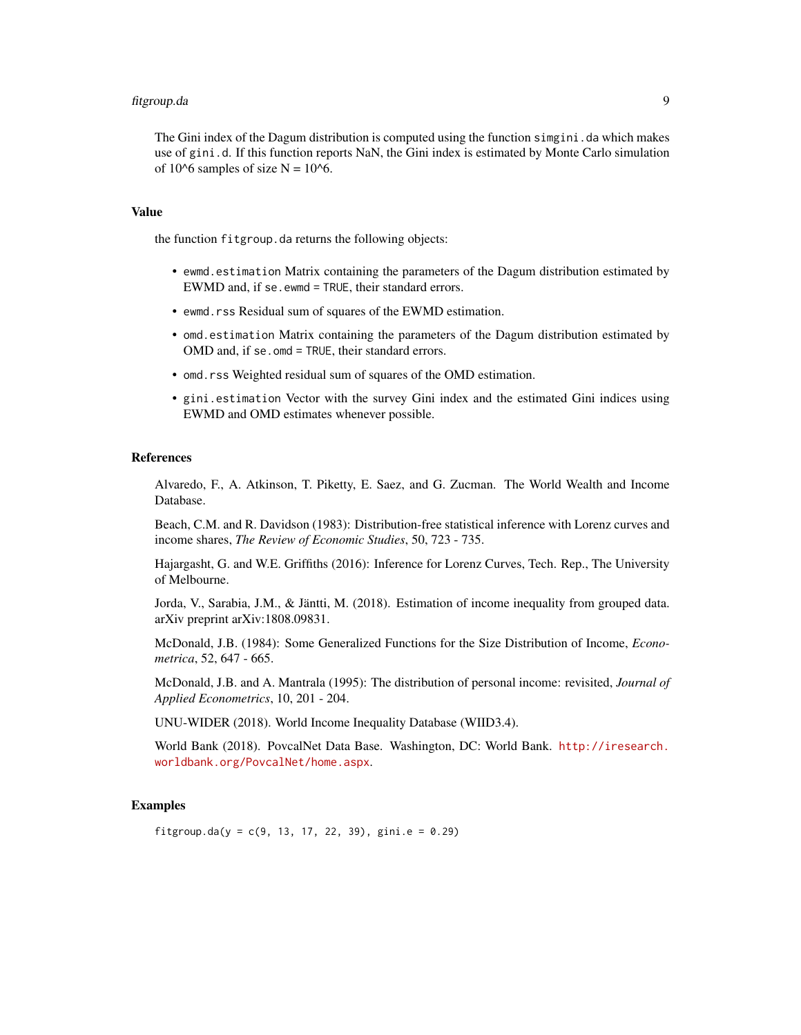The Gini index of the Dagum distribution is computed using the function `simgini.da` which makes use of `gini.d`. If this function reports NaN, the Gini index is estimated by Monte Carlo simulation of 10^6 samples of size N = 10^6.

### Value

the function `fitgroup.da` returns the following objects:

- `ewmd.estimation` Matrix containing the parameters of the Dagum distribution estimated by EWMD and, if `se.ewmd = TRUE`, their standard errors.
- `ewmd.rss` Residual sum of squares of the EWMD estimation.
- `omd.estimation` Matrix containing the parameters of the Dagum distribution estimated by OMD and, if `se.omd = TRUE`, their standard errors.
- `omd.rss` Weighted residual sum of squares of the OMD estimation.
- `gini.estimation` Vector with the survey Gini index and the estimated Gini indices using EWMD and OMD estimates whenever possible.

### References

Alvaredo, F., A. Atkinson, T. Piketty, E. Saez, and G. Zucman. The World Wealth and Income Database.

Beach, C.M. and R. Davidson (1983): Distribution-free statistical inference with Lorenz curves and income shares, *The Review of Economic Studies*, 50, 723 - 735.

Hajargasht, G. and W.E. Griffiths (2016): Inference for Lorenz Curves, Tech. Rep., The University of Melbourne.

Jorda, V., Sarabia, J.M., & Jäntti, M. (2018). Estimation of income inequality from grouped data. arXiv preprint arXiv:1808.09831.

McDonald, J.B. (1984): Some Generalized Functions for the Size Distribution of Income, *Econometrica*, 52, 647 - 665.

McDonald, J.B. and A. Mantrala (1995): The distribution of personal income: revisited, *Journal of Applied Econometrics*, 10, 201 - 204.

UNU-WIDER (2018). World Income Inequality Database (WIID3.4).

World Bank (2018). PovcalNet Data Base. Washington, DC: World Bank. http://iresearch.worldbank.org/PovcalNet/home.aspx.

### Examples

```
fitgroup.da(y = c(9, 13, 17, 22, 39), gini.e = 0.29)
```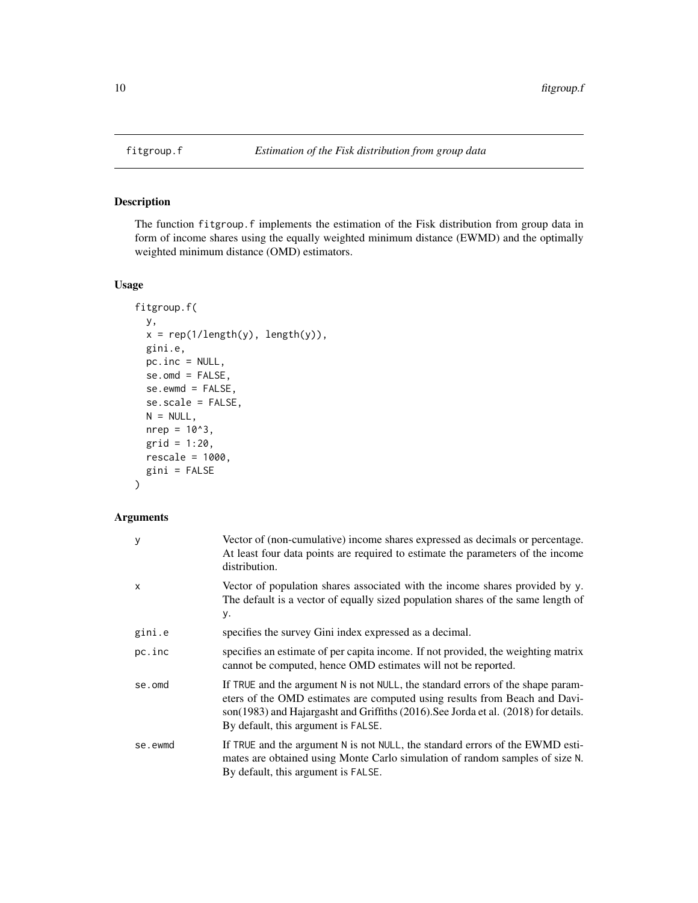# fitgroup.f — *Estimation of the Fisk distribution from group data*

## Description

The function fitgroup.f implements the estimation of the Fisk distribution from group data in form of income shares using the equally weighted minimum distance (EWMD) and the optimally weighted minimum distance (OMD) estimators.

## Usage

```
fitgroup.f(
  y,
  x = rep(1/length(y), length(y)),
  gini.e,
  pc.inc = NULL,
  se.omd = FALSE,
  se.ewmd = FALSE,
  se.scale = FALSE,
  N = NULL,
  nrep = 10^3,
  grid = 1:20,
  rescale = 1000,
  gini = FALSE
)
```

## Arguments

| | |
|---|---|
| y | Vector of (non-cumulative) income shares expressed as decimals or percentage. At least four data points are required to estimate the parameters of the income distribution. |
| x | Vector of population shares associated with the income shares provided by y. The default is a vector of equally sized population shares of the same length of y. |
| gini.e | specifies the survey Gini index expressed as a decimal. |
| pc.inc | specifies an estimate of per capita income. If not provided, the weighting matrix cannot be computed, hence OMD estimates will not be reported. |
| se.omd | If TRUE and the argument N is not NULL, the standard errors of the shape parameters of the OMD estimates are computed using results from Beach and Davison(1983) and Hajargasht and Griffiths (2016).See Jorda et al. (2018) for details. By default, this argument is FALSE. |
| se.ewmd | If TRUE and the argument N is not NULL, the standard errors of the EWMD estimates are obtained using Monte Carlo simulation of random samples of size N. By default, this argument is FALSE. |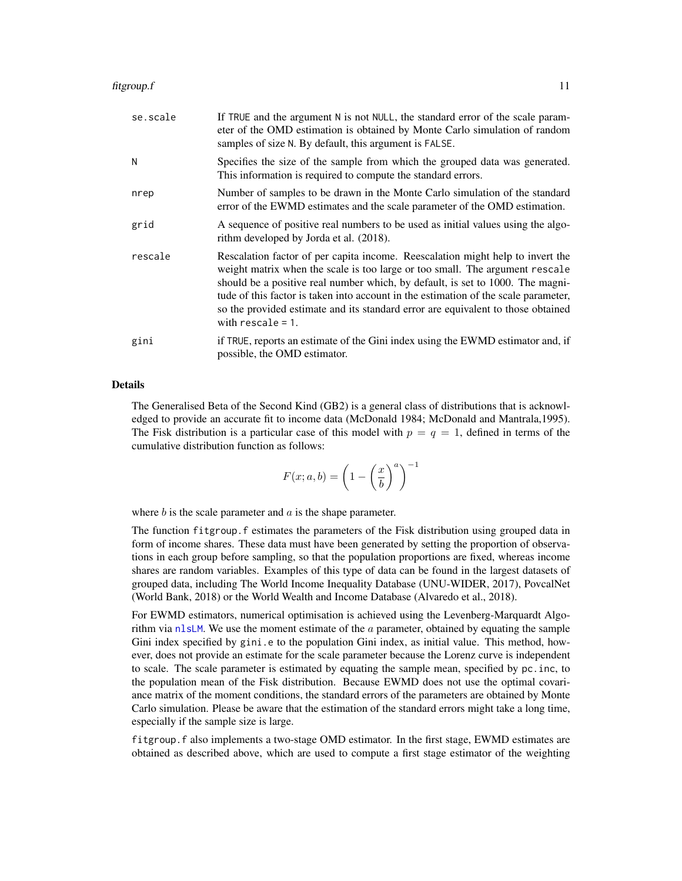| | |
|---|---|
| `se.scale` | If TRUE and the argument N is not NULL, the standard error of the scale parameter of the OMD estimation is obtained by Monte Carlo simulation of random samples of size N. By default, this argument is FALSE. |
| `N` | Specifies the size of the sample from which the grouped data was generated. This information is required to compute the standard errors. |
| `nrep` | Number of samples to be drawn in the Monte Carlo simulation of the standard error of the EWMD estimates and the scale parameter of the OMD estimation. |
| `grid` | A sequence of positive real numbers to be used as initial values using the algorithm developed by Jorda et al. (2018). |
| `rescale` | Rescalation factor of per capita income. Reescalation might help to invert the weight matrix when the scale is too large or too small. The argument rescale should be a positive real number which, by default, is set to 1000. The magnitude of this factor is taken into account in the estimation of the scale parameter, so the provided estimate and its standard error are equivalent to those obtained with rescale = 1. |
| `gini` | if TRUE, reports an estimate of the Gini index using the EWMD estimator and, if possible, the OMD estimator. |

## Details

The Generalised Beta of the Second Kind (GB2) is a general class of distributions that is acknowledged to provide an accurate fit to income data (McDonald 1984; McDonald and Mantrala,1995). The Fisk distribution is a particular case of this model with $p = q = 1$, defined in terms of the cumulative distribution function as follows:

$$F(x; a, b) = \left(1 - \left(\frac{x}{b}\right)^{a}\right)^{-1}$$

where $b$ is the scale parameter and $a$ is the shape parameter.

The function `fitgroup.f` estimates the parameters of the Fisk distribution using grouped data in form of income shares. These data must have been generated by setting the proportion of observations in each group before sampling, so that the population proportions are fixed, whereas income shares are random variables. Examples of this type of data can be found in the largest datasets of grouped data, including The World Income Inequality Database (UNU-WIDER, 2017), PovcalNet (World Bank, 2018) or the World Wealth and Income Database (Alvaredo et al., 2018).

For EWMD estimators, numerical optimisation is achieved using the Levenberg-Marquardt Algorithm via `nlsLM`. We use the moment estimate of the $a$ parameter, obtained by equating the sample Gini index specified by `gini.e` to the population Gini index, as initial value. This method, however, does not provide an estimate for the scale parameter because the Lorenz curve is independent to scale. The scale parameter is estimated by equating the sample mean, specified by `pc.inc`, to the population mean of the Fisk distribution. Because EWMD does not use the optimal covariance matrix of the moment conditions, the standard errors of the parameters are obtained by Monte Carlo simulation. Please be aware that the estimation of the standard errors might take a long time, especially if the sample size is large.

`fitgroup.f` also implements a two-stage OMD estimator. In the first stage, EWMD estimates are obtained as described above, which are used to compute a first stage estimator of the weighting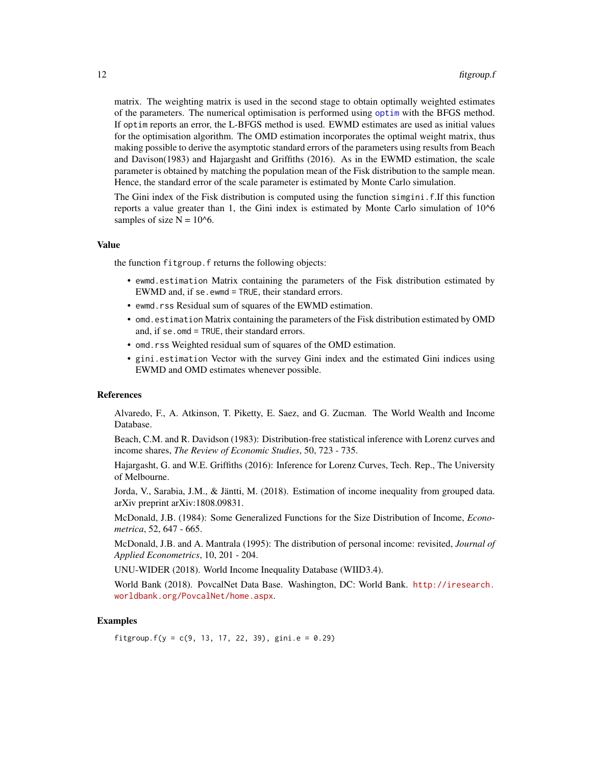matrix. The weighting matrix is used in the second stage to obtain optimally weighted estimates of the parameters. The numerical optimisation is performed using `optim` with the BFGS method. If `optim` reports an error, the L-BFGS method is used. EWMD estimates are used as initial values for the optimisation algorithm. The OMD estimation incorporates the optimal weight matrix, thus making possible to derive the asymptotic standard errors of the parameters using results from Beach and Davison(1983) and Hajargasht and Griffiths (2016). As in the EWMD estimation, the scale parameter is obtained by matching the population mean of the Fisk distribution to the sample mean. Hence, the standard error of the scale parameter is estimated by Monte Carlo simulation.

The Gini index of the Fisk distribution is computed using the function `simgini.f`.If this function reports a value greater than 1, the Gini index is estimated by Monte Carlo simulation of 10^6 samples of size N = 10^6.

### Value

the function `fitgroup.f` returns the following objects:

- `ewmd.estimation` Matrix containing the parameters of the Fisk distribution estimated by EWMD and, if `se.ewmd = TRUE`, their standard errors.
- `ewmd.rss` Residual sum of squares of the EWMD estimation.
- `omd.estimation` Matrix containing the parameters of the Fisk distribution estimated by OMD and, if `se.omd = TRUE`, their standard errors.
- `omd.rss` Weighted residual sum of squares of the OMD estimation.
- `gini.estimation` Vector with the survey Gini index and the estimated Gini indices using EWMD and OMD estimates whenever possible.

### References

Alvaredo, F., A. Atkinson, T. Piketty, E. Saez, and G. Zucman. The World Wealth and Income Database.

Beach, C.M. and R. Davidson (1983): Distribution-free statistical inference with Lorenz curves and income shares, *The Review of Economic Studies*, 50, 723 - 735.

Hajargasht, G. and W.E. Griffiths (2016): Inference for Lorenz Curves, Tech. Rep., The University of Melbourne.

Jorda, V., Sarabia, J.M., & Jäntti, M. (2018). Estimation of income inequality from grouped data. arXiv preprint arXiv:1808.09831.

McDonald, J.B. (1984): Some Generalized Functions for the Size Distribution of Income, *Econometrica*, 52, 647 - 665.

McDonald, J.B. and A. Mantrala (1995): The distribution of personal income: revisited, *Journal of Applied Econometrics*, 10, 201 - 204.

UNU-WIDER (2018). World Income Inequality Database (WIID3.4).

World Bank (2018). PovcalNet Data Base. Washington, DC: World Bank. http://iresearch.worldbank.org/PovcalNet/home.aspx.

### Examples

```
fitgroup.f(y = c(9, 13, 17, 22, 39), gini.e = 0.29)
```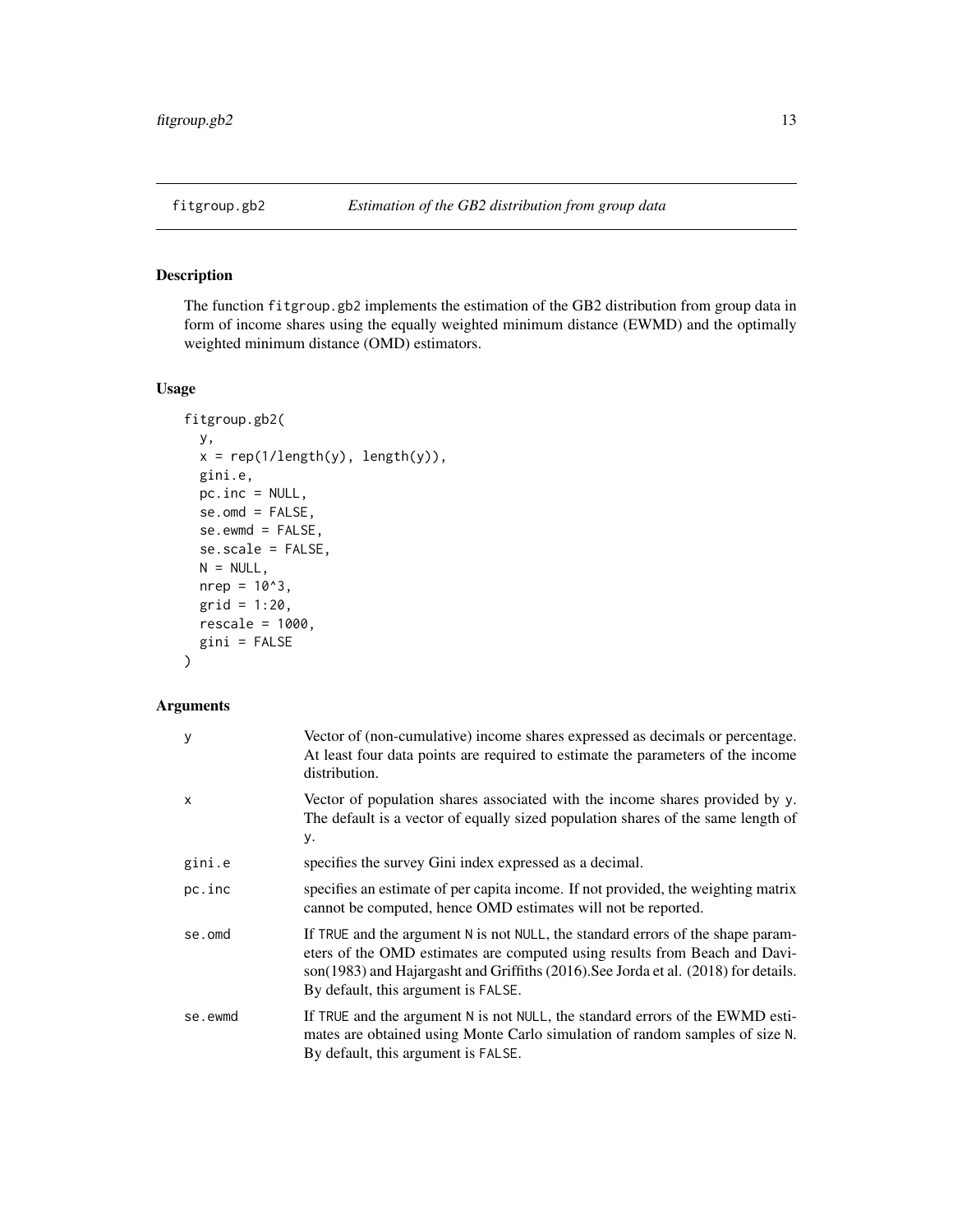## fitgroup.gb2 — *Estimation of the GB2 distribution from group data*

### Description

The function fitgroup.gb2 implements the estimation of the GB2 distribution from group data in form of income shares using the equally weighted minimum distance (EWMD) and the optimally weighted minimum distance (OMD) estimators.

### Usage

```
fitgroup.gb2(
  y,
  x = rep(1/length(y), length(y)),
  gini.e,
  pc.inc = NULL,
  se.omd = FALSE,
  se.ewmd = FALSE,
  se.scale = FALSE,
  N = NULL,
  nrep = 10^3,
  grid = 1:20,
  rescale = 1000,
  gini = FALSE
)
```

### Arguments

| | |
|---|---|
| y | Vector of (non-cumulative) income shares expressed as decimals or percentage. At least four data points are required to estimate the parameters of the income distribution. |
| x | Vector of population shares associated with the income shares provided by y. The default is a vector of equally sized population shares of the same length of y. |
| gini.e | specifies the survey Gini index expressed as a decimal. |
| pc.inc | specifies an estimate of per capita income. If not provided, the weighting matrix cannot be computed, hence OMD estimates will not be reported. |
| se.omd | If TRUE and the argument N is not NULL, the standard errors of the shape parameters of the OMD estimates are computed using results from Beach and Davidson(1983) and Hajargasht and Griffiths (2016).See Jorda et al. (2018) for details. By default, this argument is FALSE. |
| se.ewmd | If TRUE and the argument N is not NULL, the standard errors of the EWMD estimates are obtained using Monte Carlo simulation of random samples of size N. By default, this argument is FALSE. |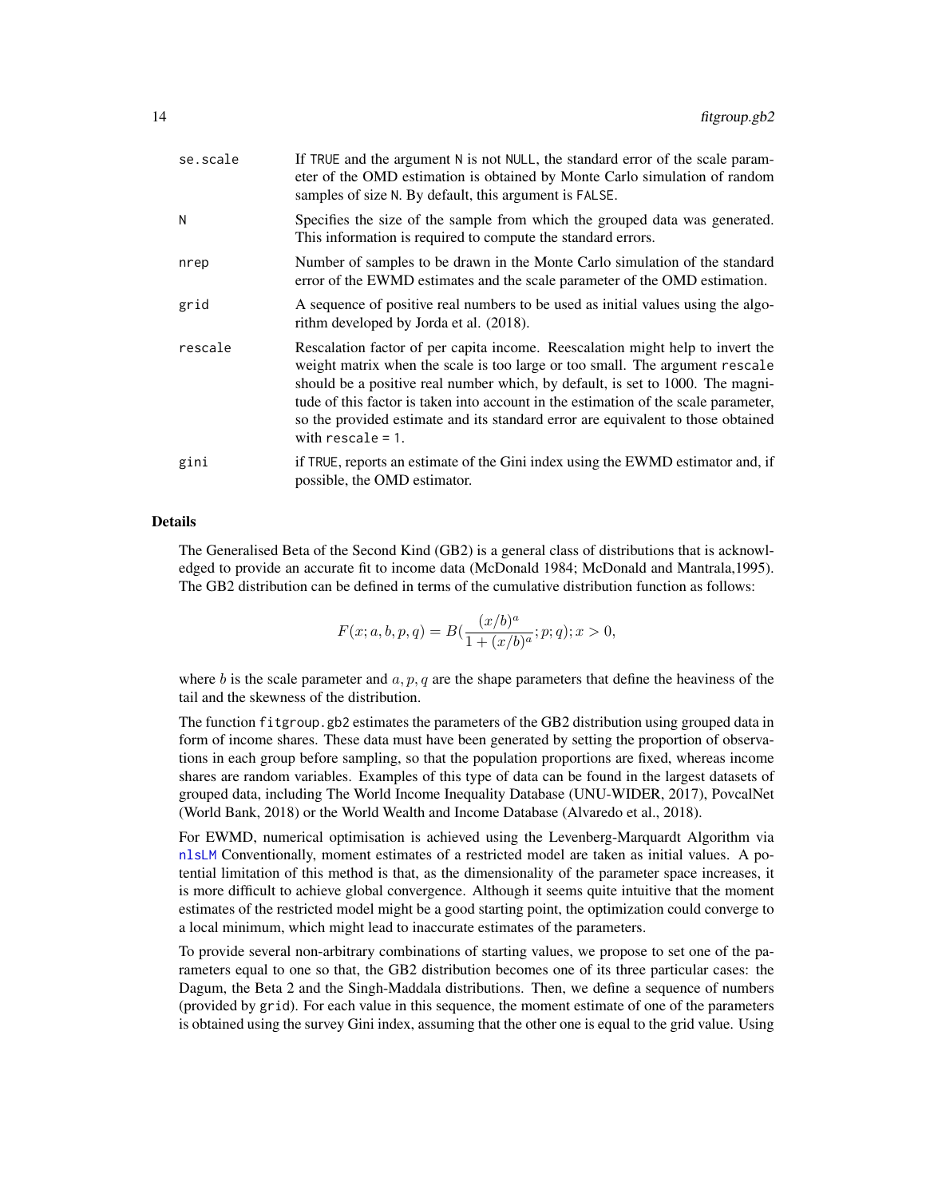| | |
|---|---|
| se.scale | If TRUE and the argument N is not NULL, the standard error of the scale parameter of the OMD estimation is obtained by Monte Carlo simulation of random samples of size N. By default, this argument is FALSE. |
| N | Specifies the size of the sample from which the grouped data was generated. This information is required to compute the standard errors. |
| nrep | Number of samples to be drawn in the Monte Carlo simulation of the standard error of the EWMD estimates and the scale parameter of the OMD estimation. |
| grid | A sequence of positive real numbers to be used as initial values using the algorithm developed by Jorda et al. (2018). |
| rescale | Rescalation factor of per capita income. Reescalation might help to invert the weight matrix when the scale is too large or too small. The argument rescale should be a positive real number which, by default, is set to 1000. The magnitude of this factor is taken into account in the estimation of the scale parameter, so the provided estimate and its standard error are equivalent to those obtained with rescale = 1. |
| gini | if TRUE, reports an estimate of the Gini index using the EWMD estimator and, if possible, the OMD estimator. |

## Details

The Generalised Beta of the Second Kind (GB2) is a general class of distributions that is acknowledged to provide an accurate fit to income data (McDonald 1984; McDonald and Mantrala,1995). The GB2 distribution can be defined in terms of the cumulative distribution function as follows:

$$F(x; a, b, p, q) = B(\frac{(x/b)^a}{1 + (x/b)^a}; p; q); x > 0,$$

where $b$ is the scale parameter and $a, p, q$ are the shape parameters that define the heaviness of the tail and the skewness of the distribution.

The function fitgroup.gb2 estimates the parameters of the GB2 distribution using grouped data in form of income shares. These data must have been generated by setting the proportion of observations in each group before sampling, so that the population proportions are fixed, whereas income shares are random variables. Examples of this type of data can be found in the largest datasets of grouped data, including The World Income Inequality Database (UNU-WIDER, 2017), PovcalNet (World Bank, 2018) or the World Wealth and Income Database (Alvaredo et al., 2018).

For EWMD, numerical optimisation is achieved using the Levenberg-Marquardt Algorithm via nlsLM Conventionally, moment estimates of a restricted model are taken as initial values. A potential limitation of this method is that, as the dimensionality of the parameter space increases, it is more difficult to achieve global convergence. Although it seems quite intuitive that the moment estimates of the restricted model might be a good starting point, the optimization could converge to a local minimum, which might lead to inaccurate estimates of the parameters.

To provide several non-arbitrary combinations of starting values, we propose to set one of the parameters equal to one so that, the GB2 distribution becomes one of its three particular cases: the Dagum, the Beta 2 and the Singh-Maddala distributions. Then, we define a sequence of numbers (provided by grid). For each value in this sequence, the moment estimate of one of the parameters is obtained using the survey Gini index, assuming that the other one is equal to the grid value. Using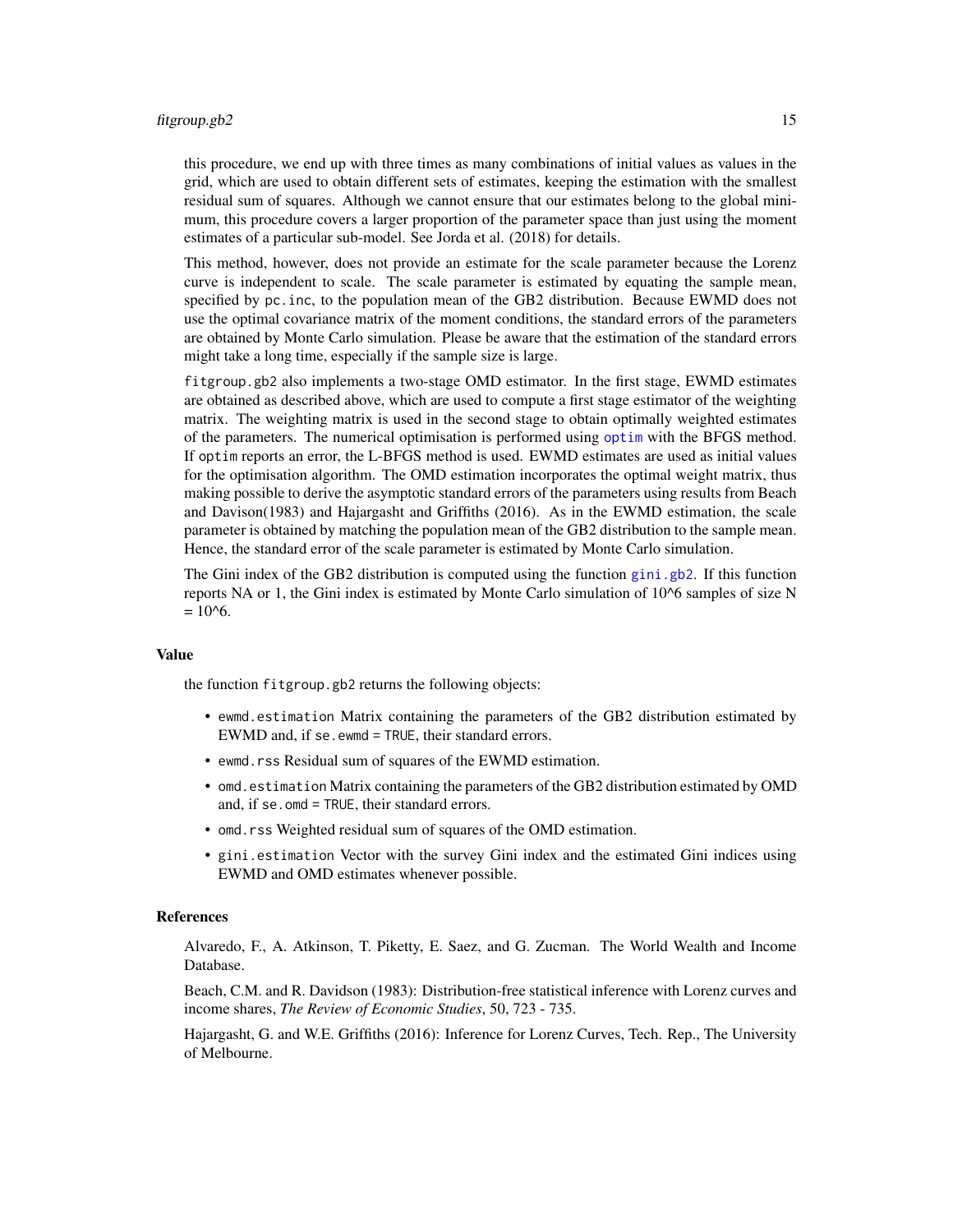this procedure, we end up with three times as many combinations of initial values as values in the grid, which are used to obtain different sets of estimates, keeping the estimation with the smallest residual sum of squares. Although we cannot ensure that our estimates belong to the global minimum, this procedure covers a larger proportion of the parameter space than just using the moment estimates of a particular sub-model. See Jorda et al. (2018) for details.

This method, however, does not provide an estimate for the scale parameter because the Lorenz curve is independent to scale. The scale parameter is estimated by equating the sample mean, specified by `pc.inc`, to the population mean of the GB2 distribution. Because EWMD does not use the optimal covariance matrix of the moment conditions, the standard errors of the parameters are obtained by Monte Carlo simulation. Please be aware that the estimation of the standard errors might take a long time, especially if the sample size is large.

`fitgroup.gb2` also implements a two-stage OMD estimator. In the first stage, EWMD estimates are obtained as described above, which are used to compute a first stage estimator of the weighting matrix. The weighting matrix is used in the second stage to obtain optimally weighted estimates of the parameters. The numerical optimisation is performed using `optim` with the BFGS method. If `optim` reports an error, the L-BFGS method is used. EWMD estimates are used as initial values for the optimisation algorithm. The OMD estimation incorporates the optimal weight matrix, thus making possible to derive the asymptotic standard errors of the parameters using results from Beach and Davison(1983) and Hajargasht and Griffiths (2016). As in the EWMD estimation, the scale parameter is obtained by matching the population mean of the GB2 distribution to the sample mean. Hence, the standard error of the scale parameter is estimated by Monte Carlo simulation.

The Gini index of the GB2 distribution is computed using the function `gini.gb2`. If this function reports NA or 1, the Gini index is estimated by Monte Carlo simulation of 10^6 samples of size N = 10^6.

### Value

the function `fitgroup.gb2` returns the following objects:

- `ewmd.estimation` Matrix containing the parameters of the GB2 distribution estimated by EWMD and, if `se.ewmd = TRUE`, their standard errors.
- `ewmd.rss` Residual sum of squares of the EWMD estimation.
- `omd.estimation` Matrix containing the parameters of the GB2 distribution estimated by OMD and, if `se.omd = TRUE`, their standard errors.
- `omd.rss` Weighted residual sum of squares of the OMD estimation.
- `gini.estimation` Vector with the survey Gini index and the estimated Gini indices using EWMD and OMD estimates whenever possible.

### References

Alvaredo, F., A. Atkinson, T. Piketty, E. Saez, and G. Zucman. The World Wealth and Income Database.

Beach, C.M. and R. Davidson (1983): Distribution-free statistical inference with Lorenz curves and income shares, *The Review of Economic Studies*, 50, 723 - 735.

Hajargasht, G. and W.E. Griffiths (2016): Inference for Lorenz Curves, Tech. Rep., The University of Melbourne.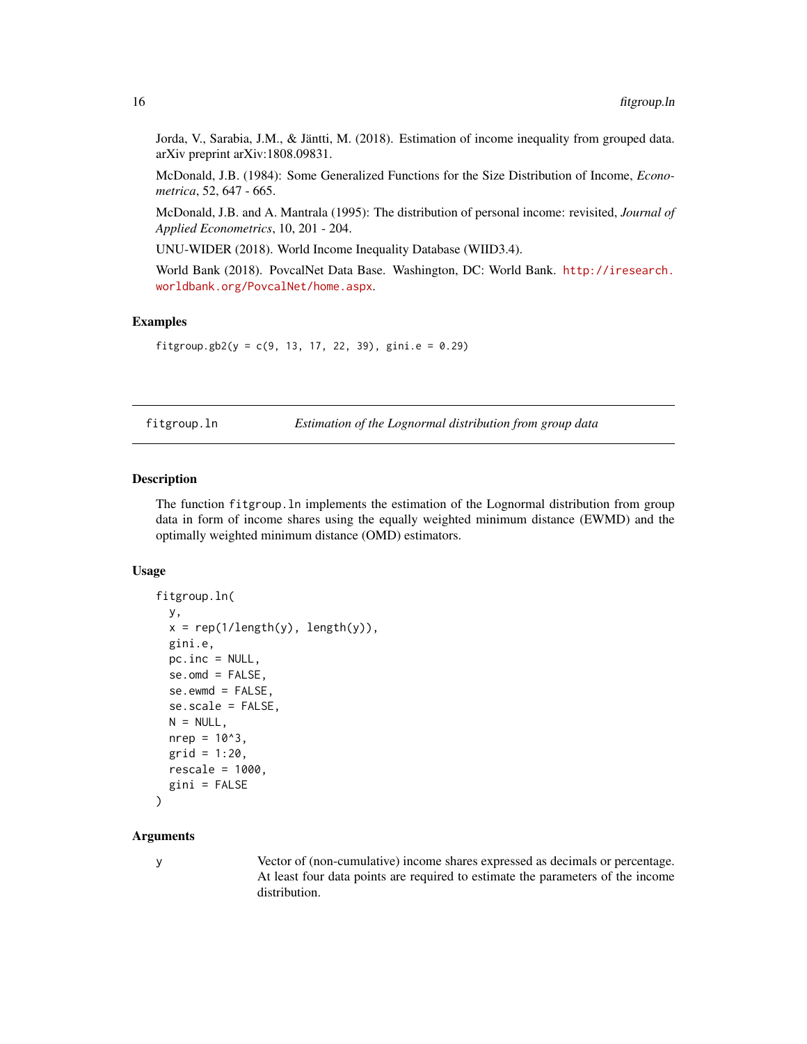Jorda, V., Sarabia, J.M., & Jäntti, M. (2018). Estimation of income inequality from grouped data. arXiv preprint arXiv:1808.09831.

McDonald, J.B. (1984): Some Generalized Functions for the Size Distribution of Income, *Econometrica*, 52, 647 - 665.

McDonald, J.B. and A. Mantrala (1995): The distribution of personal income: revisited, *Journal of Applied Econometrics*, 10, 201 - 204.

UNU-WIDER (2018). World Income Inequality Database (WIID3.4).

World Bank (2018). PovcalNet Data Base. Washington, DC: World Bank. http://iresearch.worldbank.org/PovcalNet/home.aspx.

### Examples

```
fitgroup.gb2(y = c(9, 13, 17, 22, 39), gini.e = 0.29)
```

---

## fitgroup.ln — *Estimation of the Lognormal distribution from group data*

### Description

The function `fitgroup.ln` implements the estimation of the Lognormal distribution from group data in form of income shares using the equally weighted minimum distance (EWMD) and the optimally weighted minimum distance (OMD) estimators.

### Usage

```
fitgroup.ln(
  y,
  x = rep(1/length(y), length(y)),
  gini.e,
  pc.inc = NULL,
  se.omd = FALSE,
  se.ewmd = FALSE,
  se.scale = FALSE,
  N = NULL,
  nrep = 10^3,
  grid = 1:20,
  rescale = 1000,
  gini = FALSE
)
```

### Arguments

| | |
|---|---|
| y | Vector of (non-cumulative) income shares expressed as decimals or percentage. At least four data points are required to estimate the parameters of the income distribution. |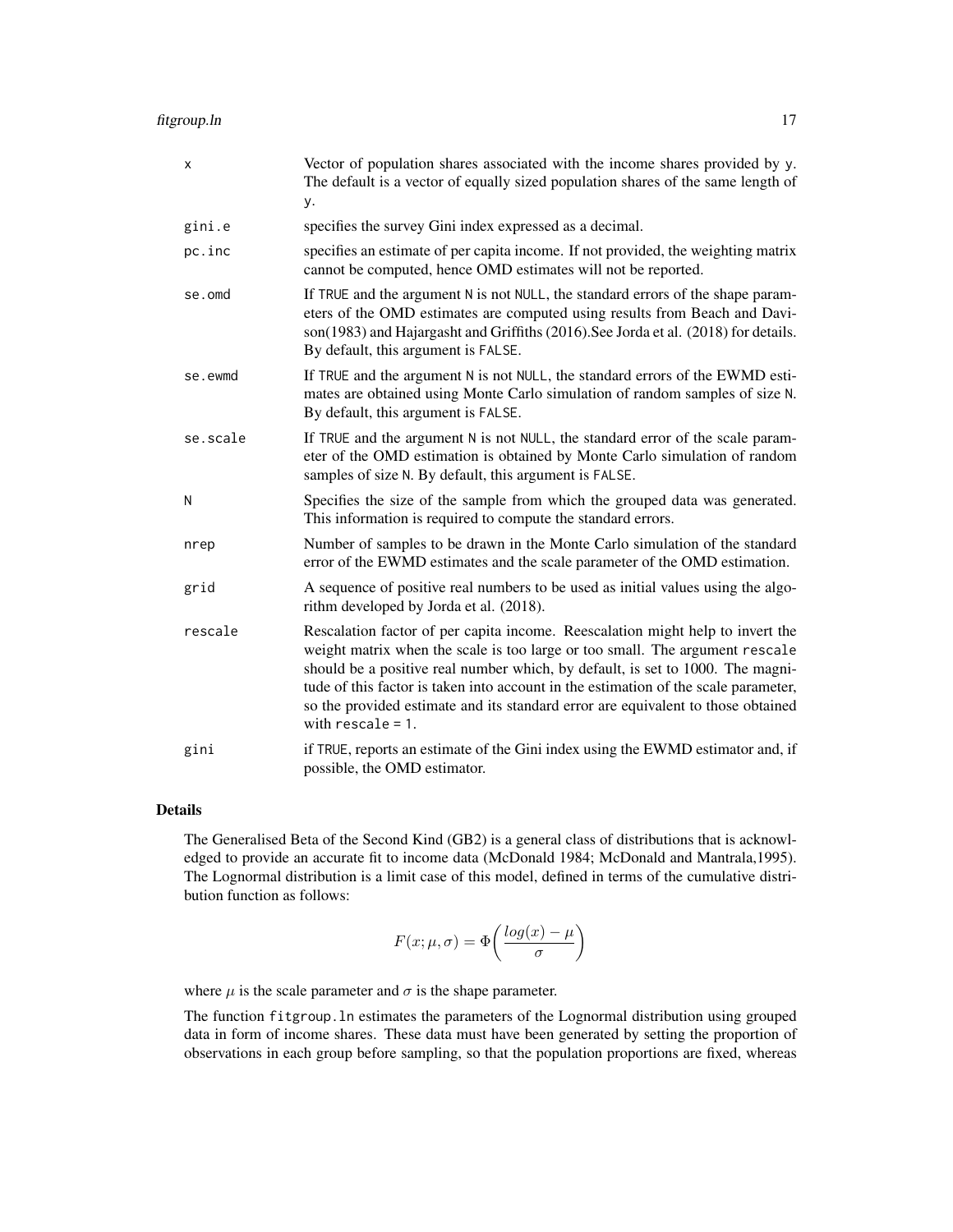| | |
|---|---|
| x | Vector of population shares associated with the income shares provided by y. The default is a vector of equally sized population shares of the same length of y. |
| gini.e | specifies the survey Gini index expressed as a decimal. |
| pc.inc | specifies an estimate of per capita income. If not provided, the weighting matrix cannot be computed, hence OMD estimates will not be reported. |
| se.omd | If TRUE and the argument N is not NULL, the standard errors of the shape parameters of the OMD estimates are computed using results from Beach and Davison(1983) and Hajargasht and Griffiths (2016).See Jorda et al. (2018) for details. By default, this argument is FALSE. |
| se.ewmd | If TRUE and the argument N is not NULL, the standard errors of the EWMD estimates are obtained using Monte Carlo simulation of random samples of size N. By default, this argument is FALSE. |
| se.scale | If TRUE and the argument N is not NULL, the standard error of the scale parameter of the OMD estimation is obtained by Monte Carlo simulation of random samples of size N. By default, this argument is FALSE. |
| N | Specifies the size of the sample from which the grouped data was generated. This information is required to compute the standard errors. |
| nrep | Number of samples to be drawn in the Monte Carlo simulation of the standard error of the EWMD estimates and the scale parameter of the OMD estimation. |
| grid | A sequence of positive real numbers to be used as initial values using the algorithm developed by Jorda et al. (2018). |
| rescale | Rescalation factor of per capita income. Reescalation might help to invert the weight matrix when the scale is too large or too small. The argument rescale should be a positive real number which, by default, is set to 1000. The magnitude of this factor is taken into account in the estimation of the scale parameter, so the provided estimate and its standard error are equivalent to those obtained with rescale = 1. |
| gini | if TRUE, reports an estimate of the Gini index using the EWMD estimator and, if possible, the OMD estimator. |

### Details

The Generalised Beta of the Second Kind (GB2) is a general class of distributions that is acknowledged to provide an accurate fit to income data (McDonald 1984; McDonald and Mantrala,1995). The Lognormal distribution is a limit case of this model, defined in terms of the cumulative distribution function as follows:

$$F(x; \mu, \sigma) = \Phi\bigg(\frac{log(x) - \mu}{\sigma}\bigg)$$

where $\mu$ is the scale parameter and $\sigma$ is the shape parameter.

The function fitgroup.ln estimates the parameters of the Lognormal distribution using grouped data in form of income shares. These data must have been generated by setting the proportion of observations in each group before sampling, so that the population proportions are fixed, whereas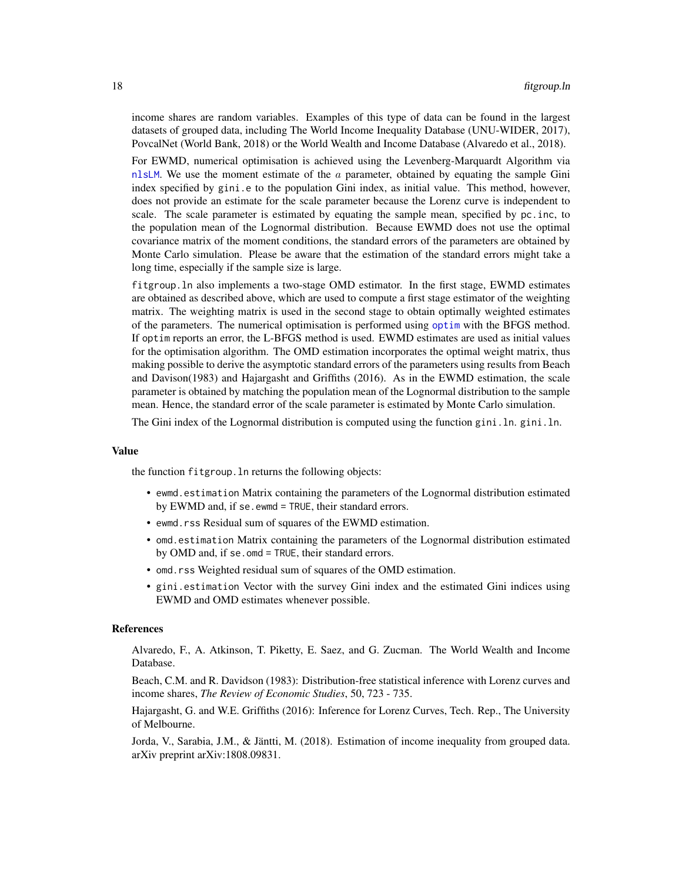income shares are random variables. Examples of this type of data can be found in the largest datasets of grouped data, including The World Income Inequality Database (UNU-WIDER, 2017), PovcalNet (World Bank, 2018) or the World Wealth and Income Database (Alvaredo et al., 2018).

For EWMD, numerical optimisation is achieved using the Levenberg-Marquardt Algorithm via nlsLM. We use the moment estimate of the $a$ parameter, obtained by equating the sample Gini index specified by `gini.e` to the population Gini index, as initial value. This method, however, does not provide an estimate for the scale parameter because the Lorenz curve is independent to scale. The scale parameter is estimated by equating the sample mean, specified by `pc.inc`, to the population mean of the Lognormal distribution. Because EWMD does not use the optimal covariance matrix of the moment conditions, the standard errors of the parameters are obtained by Monte Carlo simulation. Please be aware that the estimation of the standard errors might take a long time, especially if the sample size is large.

`fitgroup.ln` also implements a two-stage OMD estimator. In the first stage, EWMD estimates are obtained as described above, which are used to compute a first stage estimator of the weighting matrix. The weighting matrix is used in the second stage to obtain optimally weighted estimates of the parameters. The numerical optimisation is performed using optim with the BFGS method. If `optim` reports an error, the L-BFGS method is used. EWMD estimates are used as initial values for the optimisation algorithm. The OMD estimation incorporates the optimal weight matrix, thus making possible to derive the asymptotic standard errors of the parameters using results from Beach and Davison(1983) and Hajargasht and Griffiths (2016). As in the EWMD estimation, the scale parameter is obtained by matching the population mean of the Lognormal distribution to the sample mean. Hence, the standard error of the scale parameter is estimated by Monte Carlo simulation.

The Gini index of the Lognormal distribution is computed using the function `gini.ln`. `gini.ln`.

## Value

the function `fitgroup.ln` returns the following objects:

- `ewmd.estimation` Matrix containing the parameters of the Lognormal distribution estimated by EWMD and, if `se.ewmd = TRUE`, their standard errors.
- `ewmd.rss` Residual sum of squares of the EWMD estimation.
- `omd.estimation` Matrix containing the parameters of the Lognormal distribution estimated by OMD and, if `se.omd = TRUE`, their standard errors.
- `omd.rss` Weighted residual sum of squares of the OMD estimation.
- `gini.estimation` Vector with the survey Gini index and the estimated Gini indices using EWMD and OMD estimates whenever possible.

## References

Alvaredo, F., A. Atkinson, T. Piketty, E. Saez, and G. Zucman. The World Wealth and Income Database.

Beach, C.M. and R. Davidson (1983): Distribution-free statistical inference with Lorenz curves and income shares, *The Review of Economic Studies*, 50, 723 - 735.

Hajargasht, G. and W.E. Griffiths (2016): Inference for Lorenz Curves, Tech. Rep., The University of Melbourne.

Jorda, V., Sarabia, J.M., & Jäntti, M. (2018). Estimation of income inequality from grouped data. arXiv preprint arXiv:1808.09831.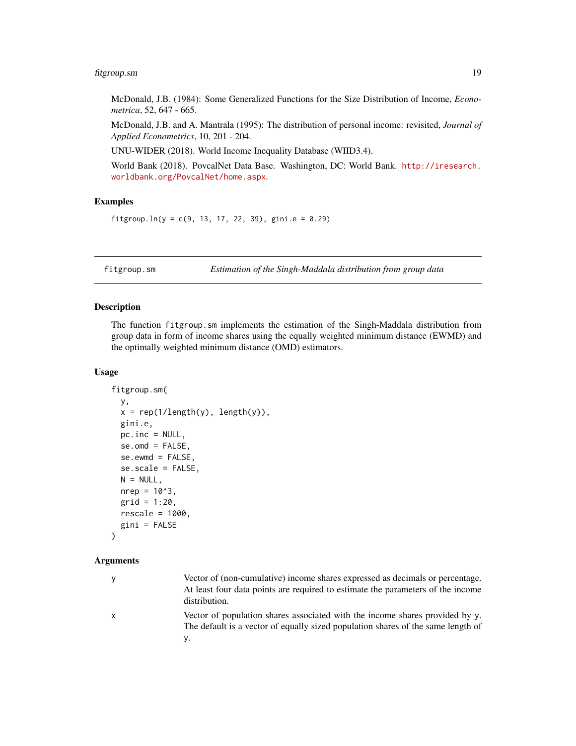McDonald, J.B. (1984): Some Generalized Functions for the Size Distribution of Income, *Econometrica*, 52, 647 - 665.

McDonald, J.B. and A. Mantrala (1995): The distribution of personal income: revisited, *Journal of Applied Econometrics*, 10, 201 - 204.

UNU-WIDER (2018). World Income Inequality Database (WIID3.4).

World Bank (2018). PovcalNet Data Base. Washington, DC: World Bank. http://iresearch.worldbank.org/PovcalNet/home.aspx.

### Examples

```
fitgroup.ln(y = c(9, 13, 17, 22, 39), gini.e = 0.29)
```

---

## fitgroup.sm — *Estimation of the Singh-Maddala distribution from group data*

### Description

The function `fitgroup.sm` implements the estimation of the Singh-Maddala distribution from group data in form of income shares using the equally weighted minimum distance (EWMD) and the optimally weighted minimum distance (OMD) estimators.

### Usage

```
fitgroup.sm(
  y,
  x = rep(1/length(y), length(y)),
  gini.e,
  pc.inc = NULL,
  se.omd = FALSE,
  se.ewmd = FALSE,
  se.scale = FALSE,
  N = NULL,
  nrep = 10^3,
  grid = 1:20,
  rescale = 1000,
  gini = FALSE
)
```

### Arguments

| | |
|---|---|
| `y` | Vector of (non-cumulative) income shares expressed as decimals or percentage. At least four data points are required to estimate the parameters of the income distribution. |
| `x` | Vector of population shares associated with the income shares provided by `y`. The default is a vector of equally sized population shares of the same length of `y`. |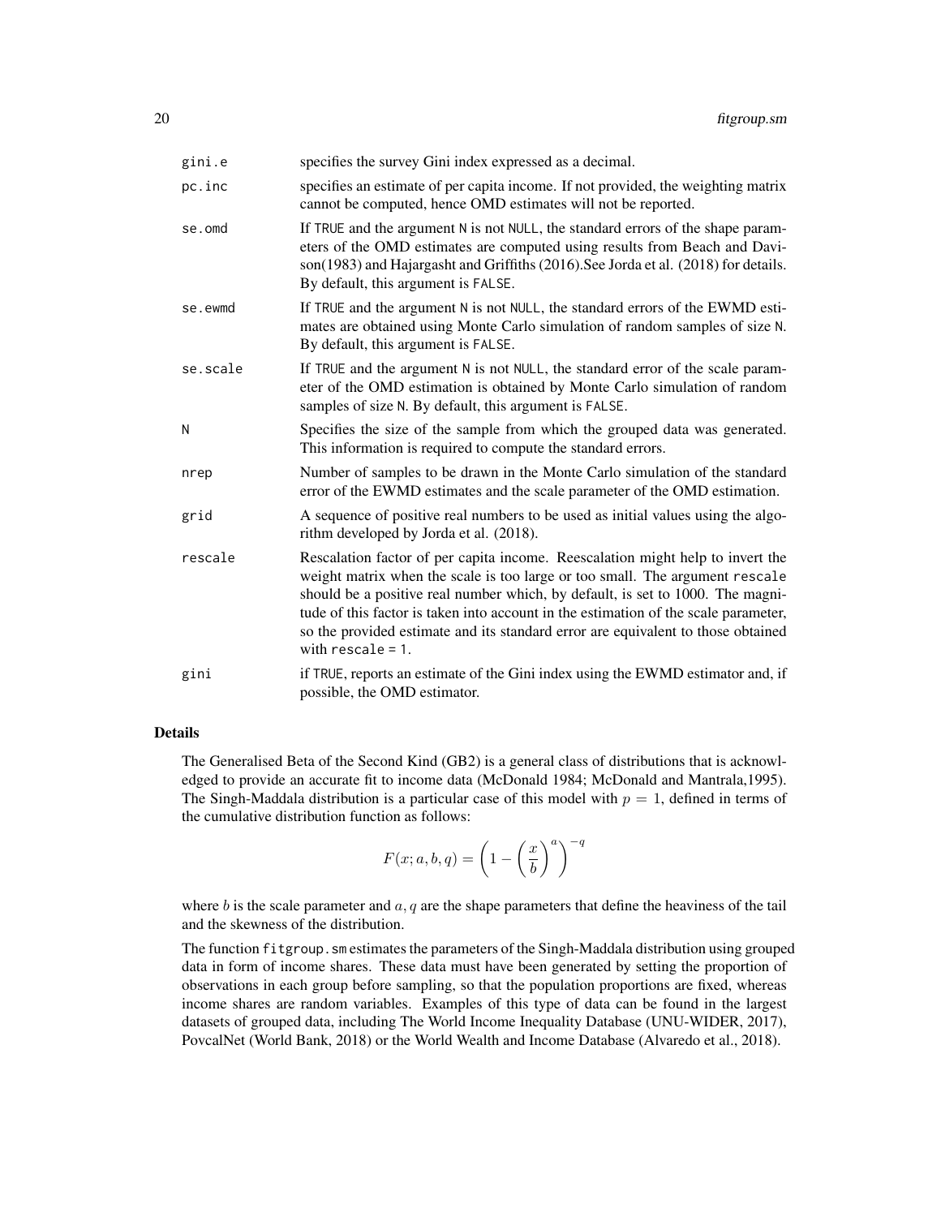| | |
|---|---|
| gini.e | specifies the survey Gini index expressed as a decimal. |
| pc.inc | specifies an estimate of per capita income. If not provided, the weighting matrix cannot be computed, hence OMD estimates will not be reported. |
| se.omd | If TRUE and the argument N is not NULL, the standard errors of the shape parameters of the OMD estimates are computed using results from Beach and Davison(1983) and Hajargasht and Griffiths (2016).See Jorda et al. (2018) for details. By default, this argument is FALSE. |
| se.ewmd | If TRUE and the argument N is not NULL, the standard errors of the EWMD estimates are obtained using Monte Carlo simulation of random samples of size N. By default, this argument is FALSE. |
| se.scale | If TRUE and the argument N is not NULL, the standard error of the scale parameter of the OMD estimation is obtained by Monte Carlo simulation of random samples of size N. By default, this argument is FALSE. |
| N | Specifies the size of the sample from which the grouped data was generated. This information is required to compute the standard errors. |
| nrep | Number of samples to be drawn in the Monte Carlo simulation of the standard error of the EWMD estimates and the scale parameter of the OMD estimation. |
| grid | A sequence of positive real numbers to be used as initial values using the algorithm developed by Jorda et al. (2018). |
| rescale | Rescalation factor of per capita income. Reescalation might help to invert the weight matrix when the scale is too large or too small. The argument rescale should be a positive real number which, by default, is set to 1000. The magnitude of this factor is taken into account in the estimation of the scale parameter, so the provided estimate and its standard error are equivalent to those obtained with rescale = 1. |
| gini | if TRUE, reports an estimate of the Gini index using the EWMD estimator and, if possible, the OMD estimator. |

## Details

The Generalised Beta of the Second Kind (GB2) is a general class of distributions that is acknowledged to provide an accurate fit to income data (McDonald 1984; McDonald and Mantrala,1995). The Singh-Maddala distribution is a particular case of this model with $p = 1$, defined in terms of the cumulative distribution function as follows:

$$F(x; a, b, q) = \left(1 - \left(\frac{x}{b}\right)^{a}\right)^{-q}$$

where $b$ is the scale parameter and $a, q$ are the shape parameters that define the heaviness of the tail and the skewness of the distribution.

The function fitgroup.sm estimates the parameters of the Singh-Maddala distribution using grouped data in form of income shares. These data must have been generated by setting the proportion of observations in each group before sampling, so that the population proportions are fixed, whereas income shares are random variables. Examples of this type of data can be found in the largest datasets of grouped data, including The World Income Inequality Database (UNU-WIDER, 2017), PovcalNet (World Bank, 2018) or the World Wealth and Income Database (Alvaredo et al., 2018).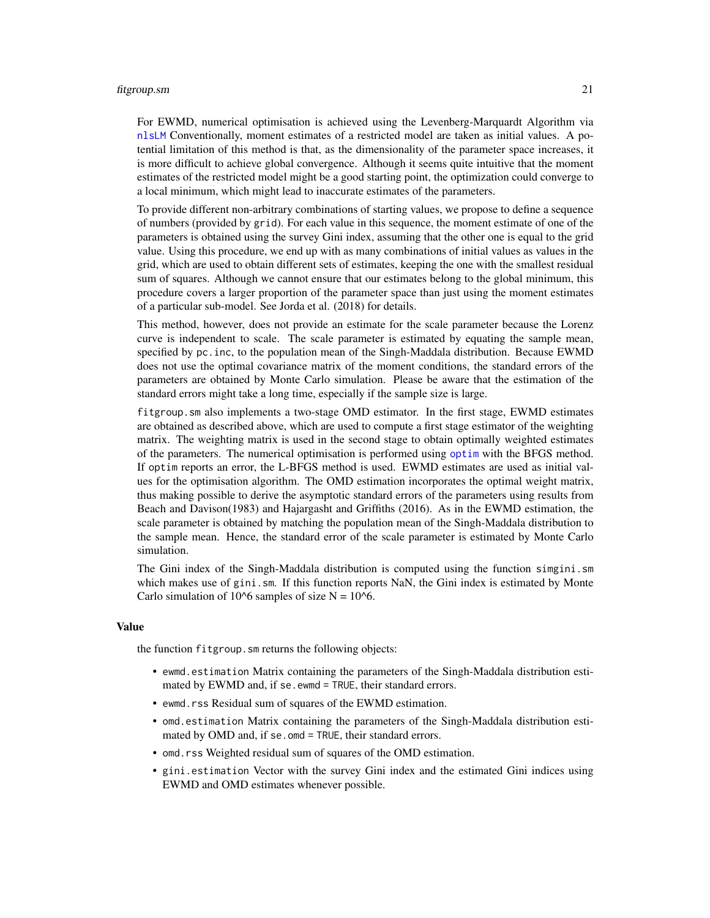For EWMD, numerical optimisation is achieved using the Levenberg-Marquardt Algorithm via `nlsLM` Conventionally, moment estimates of a restricted model are taken as initial values. A potential limitation of this method is that, as the dimensionality of the parameter space increases, it is more difficult to achieve global convergence. Although it seems quite intuitive that the moment estimates of the restricted model might be a good starting point, the optimization could converge to a local minimum, which might lead to inaccurate estimates of the parameters.

To provide different non-arbitrary combinations of starting values, we propose to define a sequence of numbers (provided by `grid`). For each value in this sequence, the moment estimate of one of the parameters is obtained using the survey Gini index, assuming that the other one is equal to the grid value. Using this procedure, we end up with as many combinations of initial values as values in the grid, which are used to obtain different sets of estimates, keeping the one with the smallest residual sum of squares. Although we cannot ensure that our estimates belong to the global minimum, this procedure covers a larger proportion of the parameter space than just using the moment estimates of a particular sub-model. See Jorda et al. (2018) for details.

This method, however, does not provide an estimate for the scale parameter because the Lorenz curve is independent to scale. The scale parameter is estimated by equating the sample mean, specified by `pc.inc`, to the population mean of the Singh-Maddala distribution. Because EWMD does not use the optimal covariance matrix of the moment conditions, the standard errors of the parameters are obtained by Monte Carlo simulation. Please be aware that the estimation of the standard errors might take a long time, especially if the sample size is large.

`fitgroup.sm` also implements a two-stage OMD estimator. In the first stage, EWMD estimates are obtained as described above, which are used to compute a first stage estimator of the weighting matrix. The weighting matrix is used in the second stage to obtain optimally weighted estimates of the parameters. The numerical optimisation is performed using `optim` with the BFGS method. If `optim` reports an error, the L-BFGS method is used. EWMD estimates are used as initial values for the optimisation algorithm. The OMD estimation incorporates the optimal weight matrix, thus making possible to derive the asymptotic standard errors of the parameters using results from Beach and Davison(1983) and Hajargasht and Griffiths (2016). As in the EWMD estimation, the scale parameter is obtained by matching the population mean of the Singh-Maddala distribution to the sample mean. Hence, the standard error of the scale parameter is estimated by Monte Carlo simulation.

The Gini index of the Singh-Maddala distribution is computed using the function `simgini.sm` which makes use of `gini.sm`. If this function reports NaN, the Gini index is estimated by Monte Carlo simulation of 10^6 samples of size N = 10^6.

### Value

the function `fitgroup.sm` returns the following objects:

- `ewmd.estimation` Matrix containing the parameters of the Singh-Maddala distribution estimated by EWMD and, if `se.ewmd = TRUE`, their standard errors.
- `ewmd.rss` Residual sum of squares of the EWMD estimation.
- `omd.estimation` Matrix containing the parameters of the Singh-Maddala distribution estimated by OMD and, if `se.omd = TRUE`, their standard errors.
- `omd.rss` Weighted residual sum of squares of the OMD estimation.
- `gini.estimation` Vector with the survey Gini index and the estimated Gini indices using EWMD and OMD estimates whenever possible.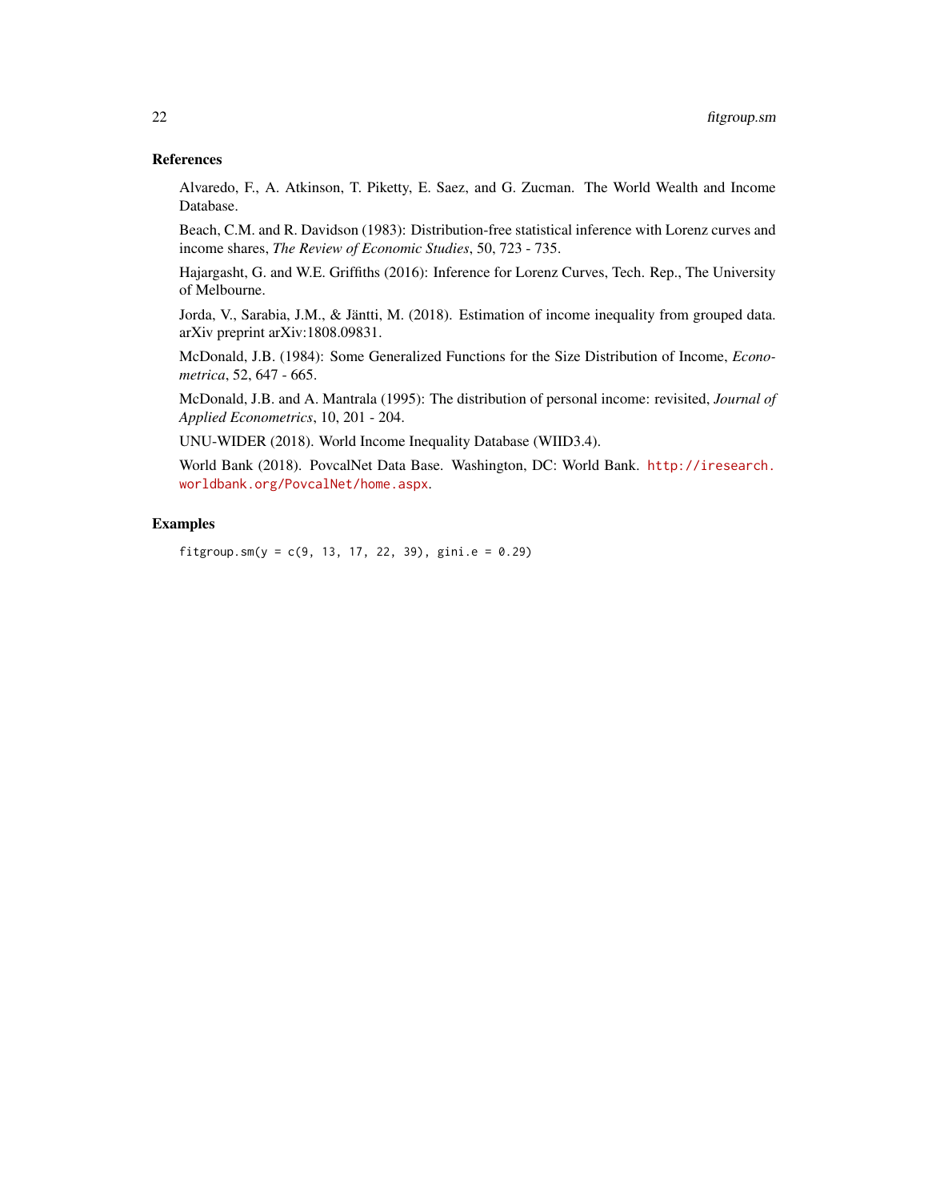## References

Alvaredo, F., A. Atkinson, T. Piketty, E. Saez, and G. Zucman. The World Wealth and Income Database.

Beach, C.M. and R. Davidson (1983): Distribution-free statistical inference with Lorenz curves and income shares, *The Review of Economic Studies*, 50, 723 - 735.

Hajargasht, G. and W.E. Griffiths (2016): Inference for Lorenz Curves, Tech. Rep., The University of Melbourne.

Jorda, V., Sarabia, J.M., & Jäntti, M. (2018). Estimation of income inequality from grouped data. arXiv preprint arXiv:1808.09831.

McDonald, J.B. (1984): Some Generalized Functions for the Size Distribution of Income, *Econometrica*, 52, 647 - 665.

McDonald, J.B. and A. Mantrala (1995): The distribution of personal income: revisited, *Journal of Applied Econometrics*, 10, 201 - 204.

UNU-WIDER (2018). World Income Inequality Database (WIID3.4).

World Bank (2018). PovcalNet Data Base. Washington, DC: World Bank. http://iresearch.worldbank.org/PovcalNet/home.aspx.

## Examples

```
fitgroup.sm(y = c(9, 13, 17, 22, 39), gini.e = 0.29)
```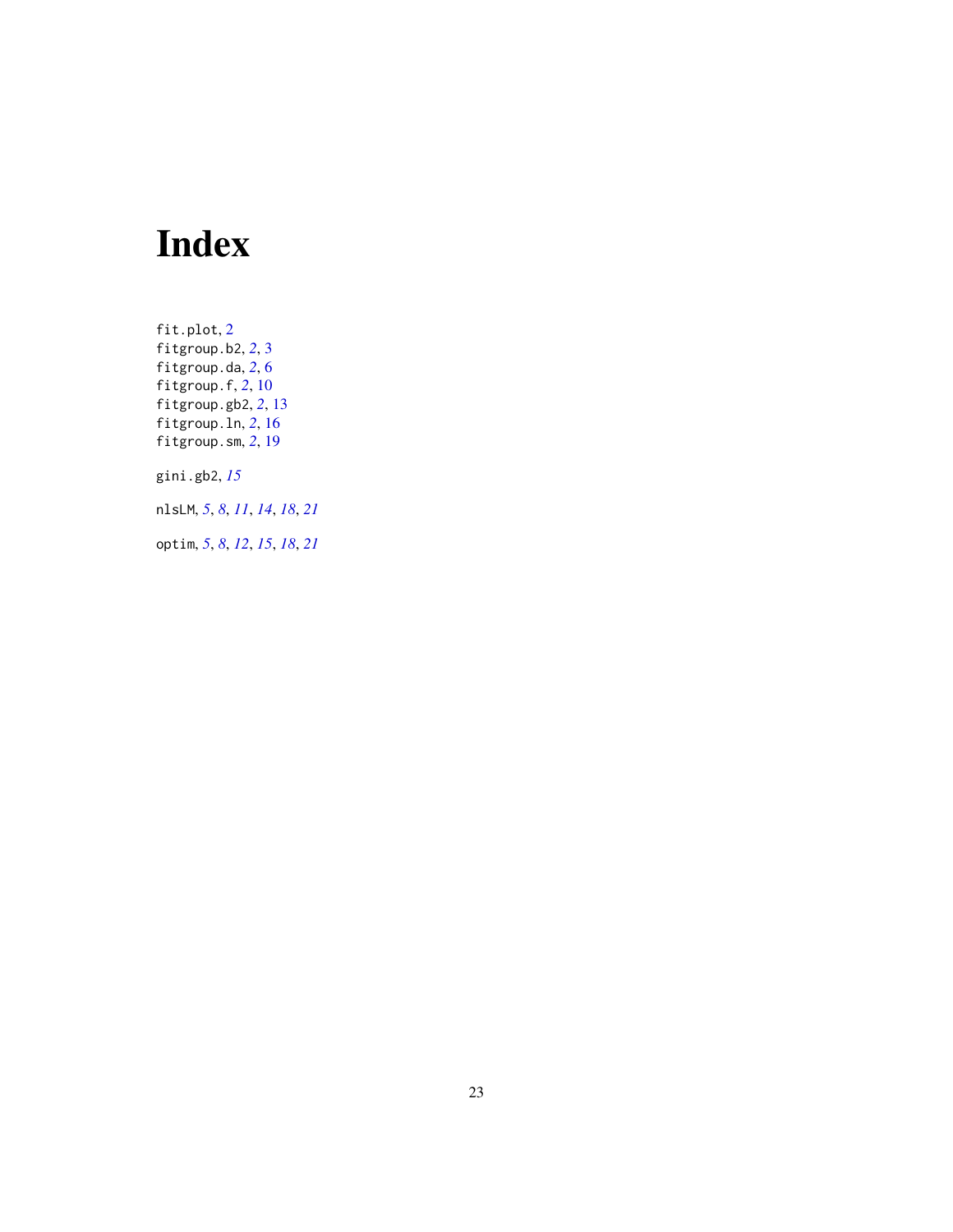# Index

fit.plot, 2
fitgroup.b2, *2*, 3
fitgroup.da, *2*, 6
fitgroup.f, *2*, 10
fitgroup.gb2, *2*, 13
fitgroup.ln, *2*, 16
fitgroup.sm, *2*, 19

gini.gb2, *15*

nlsLM, *5*, *8*, *11*, *14*, *18*, *21*

optim, *5*, *8*, *12*, *15*, *18*, *21*